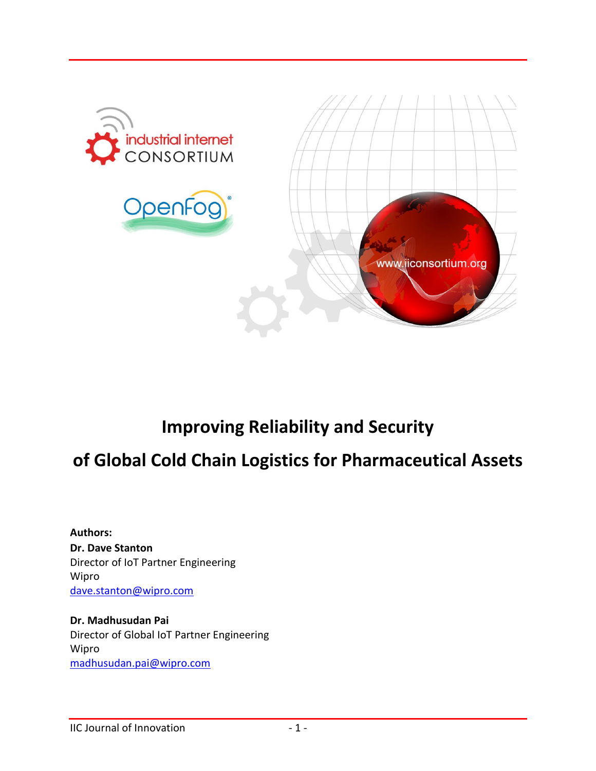# Improving Reliability and Security of Global Cold Chain Logistics for Pharmaceutical Assets

**Authors:**

**Dr. Dave Stanton**
Director of IoT Partner Engineering
Wipro
dave.stanton@wipro.com

**Dr. Madhusudan Pai**
Director of Global IoT Partner Engineering
Wipro
madhusudan.pai@wipro.com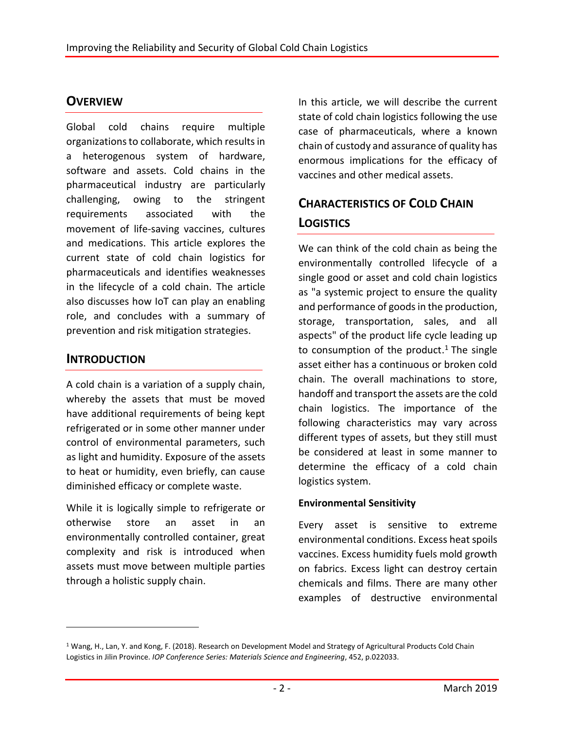## Overview

Global cold chains require multiple organizations to collaborate, which results in a heterogenous system of hardware, software and assets. Cold chains in the pharmaceutical industry are particularly challenging, owing to the stringent requirements associated with the movement of life-saving vaccines, cultures and medications. This article explores the current state of cold chain logistics for pharmaceuticals and identifies weaknesses in the lifecycle of a cold chain. The article also discusses how IoT can play an enabling role, and concludes with a summary of prevention and risk mitigation strategies.

## Introduction

A cold chain is a variation of a supply chain, whereby the assets that must be moved have additional requirements of being kept refrigerated or in some other manner under control of environmental parameters, such as light and humidity. Exposure of the assets to heat or humidity, even briefly, can cause diminished efficacy or complete waste.

While it is logically simple to refrigerate or otherwise store an asset in an environmentally controlled container, great complexity and risk is introduced when assets must move between multiple parties through a holistic supply chain.

In this article, we will describe the current state of cold chain logistics following the use case of pharmaceuticals, where a known chain of custody and assurance of quality has enormous implications for the efficacy of vaccines and other medical assets.

## Characteristics of Cold Chain Logistics

We can think of the cold chain as being the environmentally controlled lifecycle of a single good or asset and cold chain logistics as "a systemic project to ensure the quality and performance of goods in the production, storage, transportation, sales, and all aspects" of the product life cycle leading up to consumption of the product.[1] The single asset either has a continuous or broken cold chain. The overall machinations to store, handoff and transport the assets are the cold chain logistics. The importance of the following characteristics may vary across different types of assets, but they still must be considered at least in some manner to determine the efficacy of a cold chain logistics system.

### Environmental Sensitivity

Every asset is sensitive to extreme environmental conditions. Excess heat spoils vaccines. Excess humidity fuels mold growth on fabrics. Excess light can destroy certain chemicals and films. There are many other examples of destructive environmental

[1] Wang, H., Lan, Y. and Kong, F. (2018). Research on Development Model and Strategy of Agricultural Products Cold Chain Logistics in Jilin Province. *IOP Conference Series: Materials Science and Engineering*, 452, p.022033.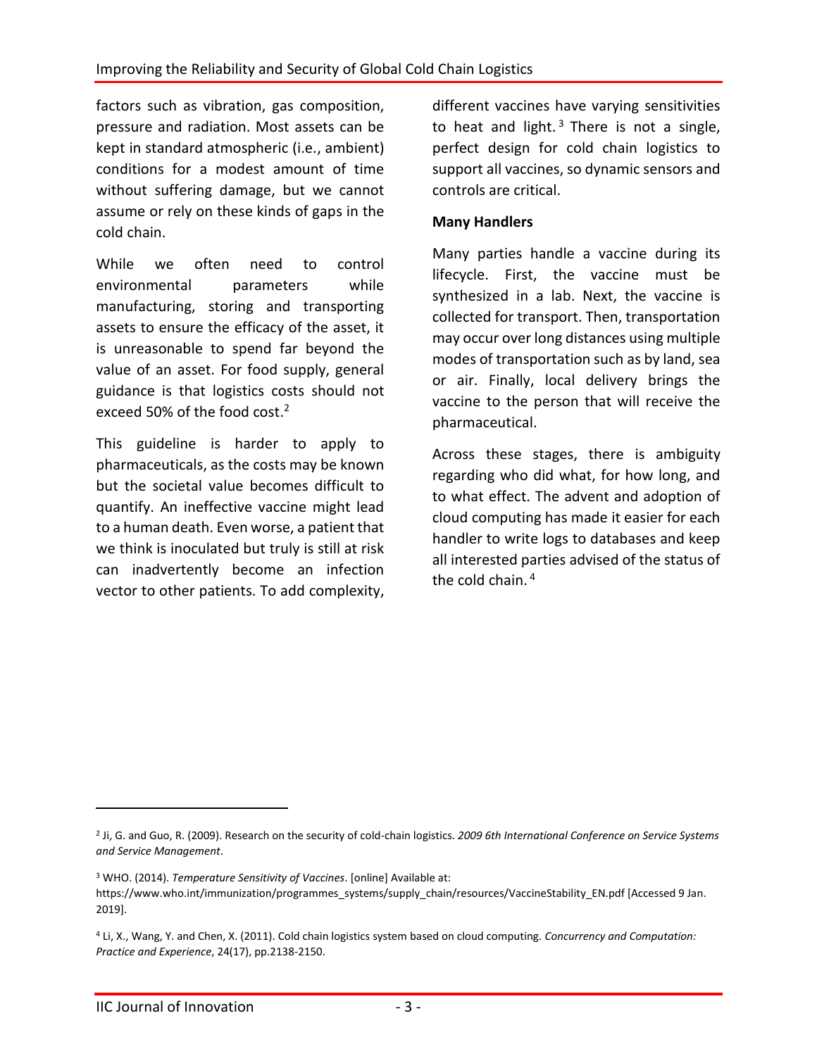factors such as vibration, gas composition, pressure and radiation. Most assets can be kept in standard atmospheric (i.e., ambient) conditions for a modest amount of time without suffering damage, but we cannot assume or rely on these kinds of gaps in the cold chain.

While we often need to control environmental parameters while manufacturing, storing and transporting assets to ensure the efficacy of the asset, it is unreasonable to spend far beyond the value of an asset. For food supply, general guidance is that logistics costs should not exceed 50% of the food cost.[2]

This guideline is harder to apply to pharmaceuticals, as the costs may be known but the societal value becomes difficult to quantify. An ineffective vaccine might lead to a human death. Even worse, a patient that we think is inoculated but truly is still at risk can inadvertently become an infection vector to other patients. To add complexity, different vaccines have varying sensitivities to heat and light.[3] There is not a single, perfect design for cold chain logistics to support all vaccines, so dynamic sensors and controls are critical.

**Many Handlers**

Many parties handle a vaccine during its lifecycle. First, the vaccine must be synthesized in a lab. Next, the vaccine is collected for transport. Then, transportation may occur over long distances using multiple modes of transportation such as by land, sea or air. Finally, local delivery brings the vaccine to the person that will receive the pharmaceutical.

Across these stages, there is ambiguity regarding who did what, for how long, and to what effect. The advent and adoption of cloud computing has made it easier for each handler to write logs to databases and keep all interested parties advised of the status of the cold chain.[4]

---

[2] Ji, G. and Guo, R. (2009). Research on the security of cold-chain logistics. *2009 6th International Conference on Service Systems and Service Management*.

[3] WHO. (2014). *Temperature Sensitivity of Vaccines*. [online] Available at: https://www.who.int/immunization/programmes_systems/supply_chain/resources/VaccineStability_EN.pdf [Accessed 9 Jan. 2019].

[4] Li, X., Wang, Y. and Chen, X. (2011). Cold chain logistics system based on cloud computing. *Concurrency and Computation: Practice and Experience*, 24(17), pp.2138-2150.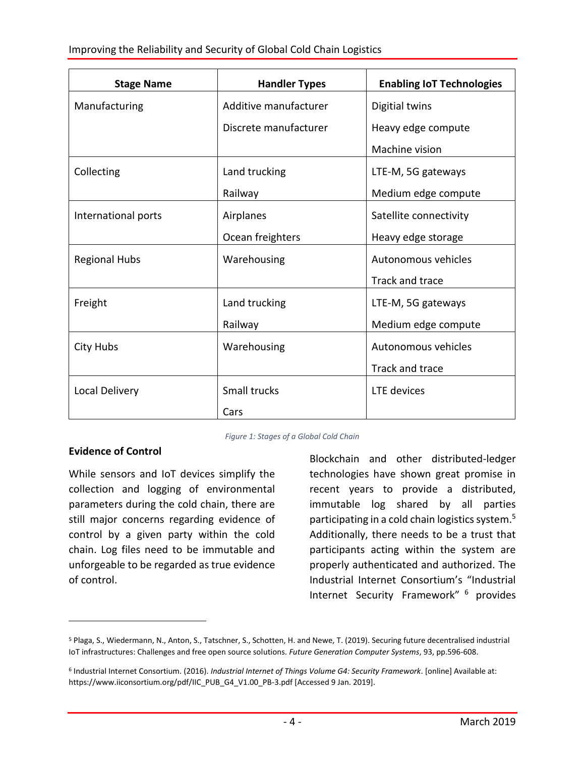| Stage Name | Handler Types | Enabling IoT Technologies |
| --- | --- | --- |
| Manufacturing | Additive manufacturer<br>Discrete manufacturer | Digitial twins<br>Heavy edge compute<br>Machine vision |
| Collecting | Land trucking<br>Railway | LTE-M, 5G gateways<br>Medium edge compute |
| International ports | Airplanes<br>Ocean freighters | Satellite connectivity<br>Heavy edge storage |
| Regional Hubs | Warehousing | Autonomous vehicles<br>Track and trace |
| Freight | Land trucking<br>Railway | LTE-M, 5G gateways<br>Medium edge compute |
| City Hubs | Warehousing | Autonomous vehicles<br>Track and trace |
| Local Delivery | Small trucks<br>Cars | LTE devices |

*Figure 1: Stages of a Global Cold Chain*

**Evidence of Control**

While sensors and IoT devices simplify the collection and logging of environmental parameters during the cold chain, there are still major concerns regarding evidence of control by a given party within the cold chain. Log files need to be immutable and unforgeable to be regarded as true evidence of control.

Blockchain and other distributed-ledger technologies have shown great promise in recent years to provide a distributed, immutable log shared by all parties participating in a cold chain logistics system.[5] Additionally, there needs to be a trust that participants acting within the system are properly authenticated and authorized. The Industrial Internet Consortium's "Industrial Internet Security Framework" [6] provides

[5] Plaga, S., Wiedermann, N., Anton, S., Tatschner, S., Schotten, H. and Newe, T. (2019). Securing future decentralised industrial IoT infrastructures: Challenges and free open source solutions. *Future Generation Computer Systems*, 93, pp.596-608.

[6] Industrial Internet Consortium. (2016). *Industrial Internet of Things Volume G4: Security Framework*. [online] Available at: https://www.iiconsortium.org/pdf/IIC_PUB_G4_V1.00_PB-3.pdf [Accessed 9 Jan. 2019].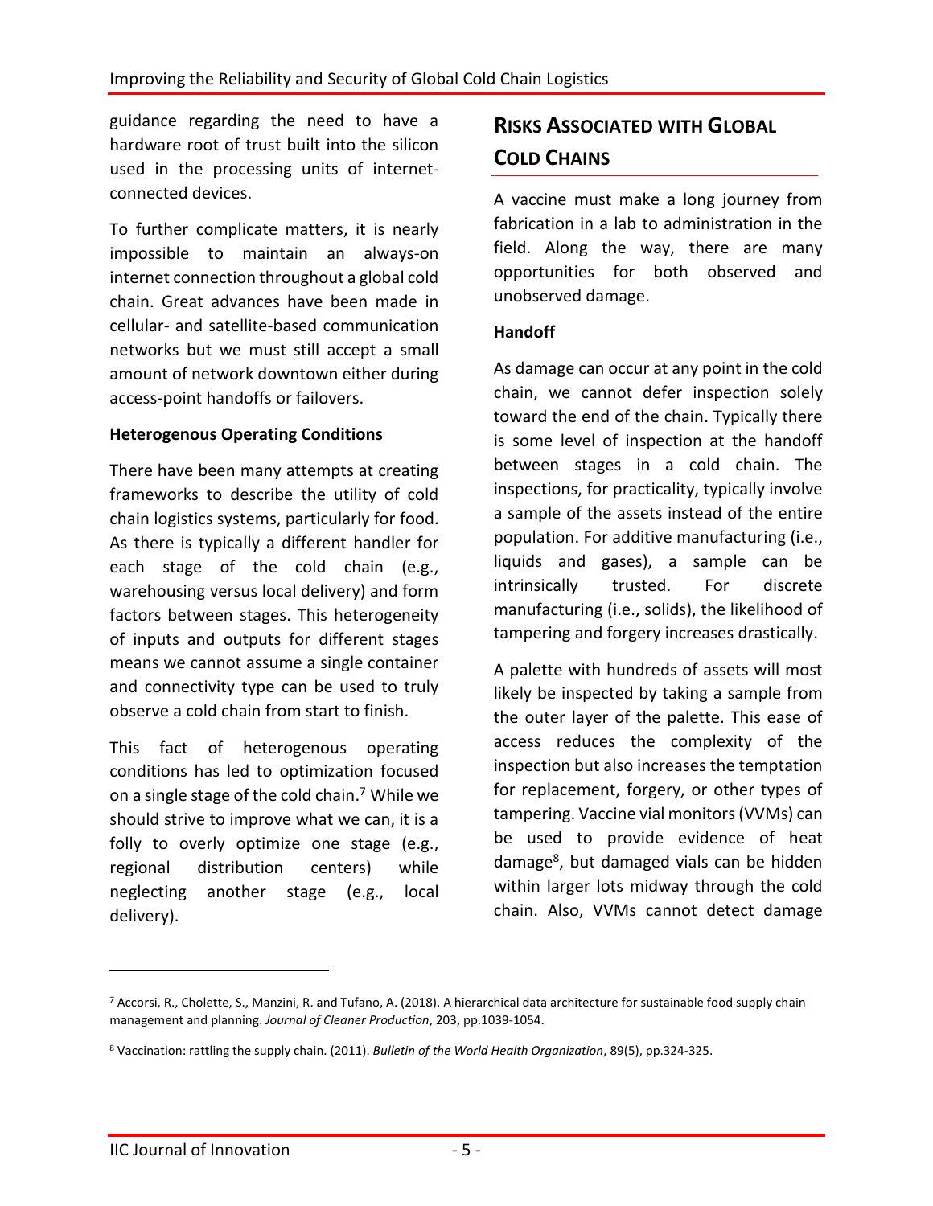guidance regarding the need to have a hardware root of trust built into the silicon used in the processing units of internet-connected devices.

To further complicate matters, it is nearly impossible to maintain an always-on internet connection throughout a global cold chain. Great advances have been made in cellular- and satellite-based communication networks but we must still accept a small amount of network downtown either during access-point handoffs or failovers.

### Heterogenous Operating Conditions

There have been many attempts at creating frameworks to describe the utility of cold chain logistics systems, particularly for food. As there is typically a different handler for each stage of the cold chain (e.g., warehousing versus local delivery) and form factors between stages. This heterogeneity of inputs and outputs for different stages means we cannot assume a single container and connectivity type can be used to truly observe a cold chain from start to finish.

This fact of heterogenous operating conditions has led to optimization focused on a single stage of the cold chain.[7] While we should strive to improve what we can, it is a folly to overly optimize one stage (e.g., regional distribution centers) while neglecting another stage (e.g., local delivery).

## Risks Associated with Global Cold Chains

A vaccine must make a long journey from fabrication in a lab to administration in the field. Along the way, there are many opportunities for both observed and unobserved damage.

### Handoff

As damage can occur at any point in the cold chain, we cannot defer inspection solely toward the end of the chain. Typically there is some level of inspection at the handoff between stages in a cold chain. The inspections, for practicality, typically involve a sample of the assets instead of the entire population. For additive manufacturing (i.e., liquids and gases), a sample can be intrinsically trusted. For discrete manufacturing (i.e., solids), the likelihood of tampering and forgery increases drastically.

A palette with hundreds of assets will most likely be inspected by taking a sample from the outer layer of the palette. This ease of access reduces the complexity of the inspection but also increases the temptation for replacement, forgery, or other types of tampering. Vaccine vial monitors (VVMs) can be used to provide evidence of heat damage[8], but damaged vials can be hidden within larger lots midway through the cold chain. Also, VVMs cannot detect damage

[7] Accorsi, R., Cholette, S., Manzini, R. and Tufano, A. (2018). A hierarchical data architecture for sustainable food supply chain management and planning. *Journal of Cleaner Production*, 203, pp.1039-1054.

[8] Vaccination: rattling the supply chain. (2011). *Bulletin of the World Health Organization*, 89(5), pp.324-325.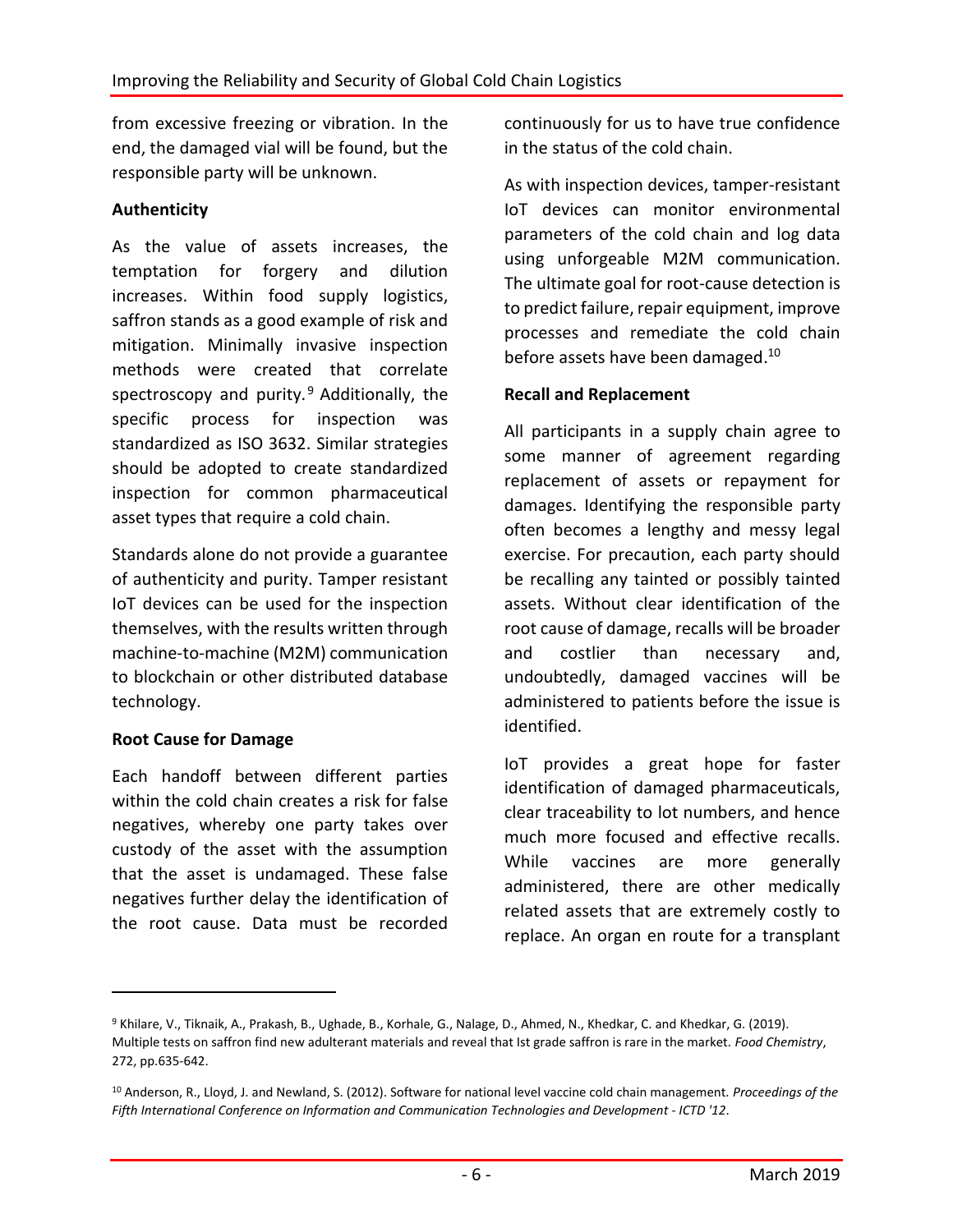from excessive freezing or vibration. In the end, the damaged vial will be found, but the responsible party will be unknown.

### Authenticity

As the value of assets increases, the temptation for forgery and dilution increases. Within food supply logistics, saffron stands as a good example of risk and mitigation. Minimally invasive inspection methods were created that correlate spectroscopy and purity.[9] Additionally, the specific process for inspection was standardized as ISO 3632. Similar strategies should be adopted to create standardized inspection for common pharmaceutical asset types that require a cold chain.

Standards alone do not provide a guarantee of authenticity and purity. Tamper resistant IoT devices can be used for the inspection themselves, with the results written through machine-to-machine (M2M) communication to blockchain or other distributed database technology.

### Root Cause for Damage

Each handoff between different parties within the cold chain creates a risk for false negatives, whereby one party takes over custody of the asset with the assumption that the asset is undamaged. These false negatives further delay the identification of the root cause. Data must be recorded continuously for us to have true confidence in the status of the cold chain.

As with inspection devices, tamper-resistant IoT devices can monitor environmental parameters of the cold chain and log data using unforgeable M2M communication. The ultimate goal for root-cause detection is to predict failure, repair equipment, improve processes and remediate the cold chain before assets have been damaged.[10]

### Recall and Replacement

All participants in a supply chain agree to some manner of agreement regarding replacement of assets or repayment for damages. Identifying the responsible party often becomes a lengthy and messy legal exercise. For precaution, each party should be recalling any tainted or possibly tainted assets. Without clear identification of the root cause of damage, recalls will be broader and costlier than necessary and, undoubtedly, damaged vaccines will be administered to patients before the issue is identified.

IoT provides a great hope for faster identification of damaged pharmaceuticals, clear traceability to lot numbers, and hence much more focused and effective recalls. While vaccines are more generally administered, there are other medically related assets that are extremely costly to replace. An organ en route for a transplant

---

[9] Khilare, V., Tiknaik, A., Prakash, B., Ughade, B., Korhale, G., Nalage, D., Ahmed, N., Khedkar, C. and Khedkar, G. (2019). Multiple tests on saffron find new adulterant materials and reveal that Ist grade saffron is rare in the market. *Food Chemistry*, 272, pp.635-642.

[10] Anderson, R., Lloyd, J. and Newland, S. (2012). Software for national level vaccine cold chain management. *Proceedings of the Fifth International Conference on Information and Communication Technologies and Development - ICTD '12*.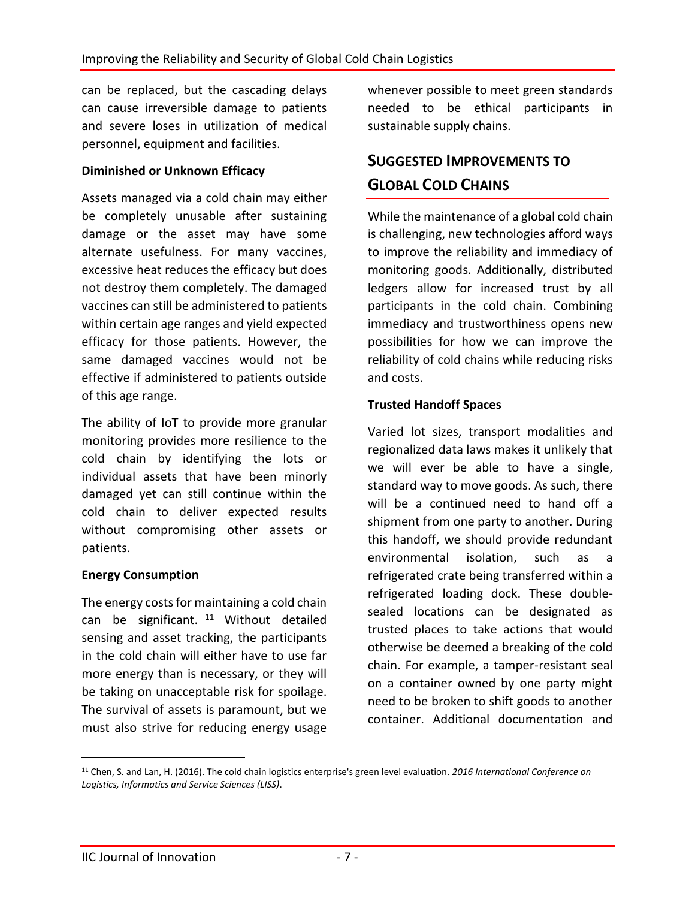can be replaced, but the cascading delays can cause irreversible damage to patients and severe loses in utilization of medical personnel, equipment and facilities.

**Diminished or Unknown Efficacy**

Assets managed via a cold chain may either be completely unusable after sustaining damage or the asset may have some alternate usefulness. For many vaccines, excessive heat reduces the efficacy but does not destroy them completely. The damaged vaccines can still be administered to patients within certain age ranges and yield expected efficacy for those patients. However, the same damaged vaccines would not be effective if administered to patients outside of this age range.

The ability of IoT to provide more granular monitoring provides more resilience to the cold chain by identifying the lots or individual assets that have been minorly damaged yet can still continue within the cold chain to deliver expected results without compromising other assets or patients.

**Energy Consumption**

The energy costs for maintaining a cold chain can be significant. [11] Without detailed sensing and asset tracking, the participants in the cold chain will either have to use far more energy than is necessary, or they will be taking on unacceptable risk for spoilage. The survival of assets is paramount, but we must also strive for reducing energy usage whenever possible to meet green standards needed to be ethical participants in sustainable supply chains.

## Suggested Improvements to Global Cold Chains

While the maintenance of a global cold chain is challenging, new technologies afford ways to improve the reliability and immediacy of monitoring goods. Additionally, distributed ledgers allow for increased trust by all participants in the cold chain. Combining immediacy and trustworthiness opens new possibilities for how we can improve the reliability of cold chains while reducing risks and costs.

**Trusted Handoff Spaces**

Varied lot sizes, transport modalities and regionalized data laws makes it unlikely that we will ever be able to have a single, standard way to move goods. As such, there will be a continued need to hand off a shipment from one party to another. During this handoff, we should provide redundant environmental isolation, such as a refrigerated crate being transferred within a refrigerated loading dock. These double-sealed locations can be designated as trusted places to take actions that would otherwise be deemed a breaking of the cold chain. For example, a tamper-resistant seal on a container owned by one party might need to be broken to shift goods to another container. Additional documentation and

---

[11] Chen, S. and Lan, H. (2016). The cold chain logistics enterprise's green level evaluation. *2016 International Conference on Logistics, Informatics and Service Sciences (LISS)*.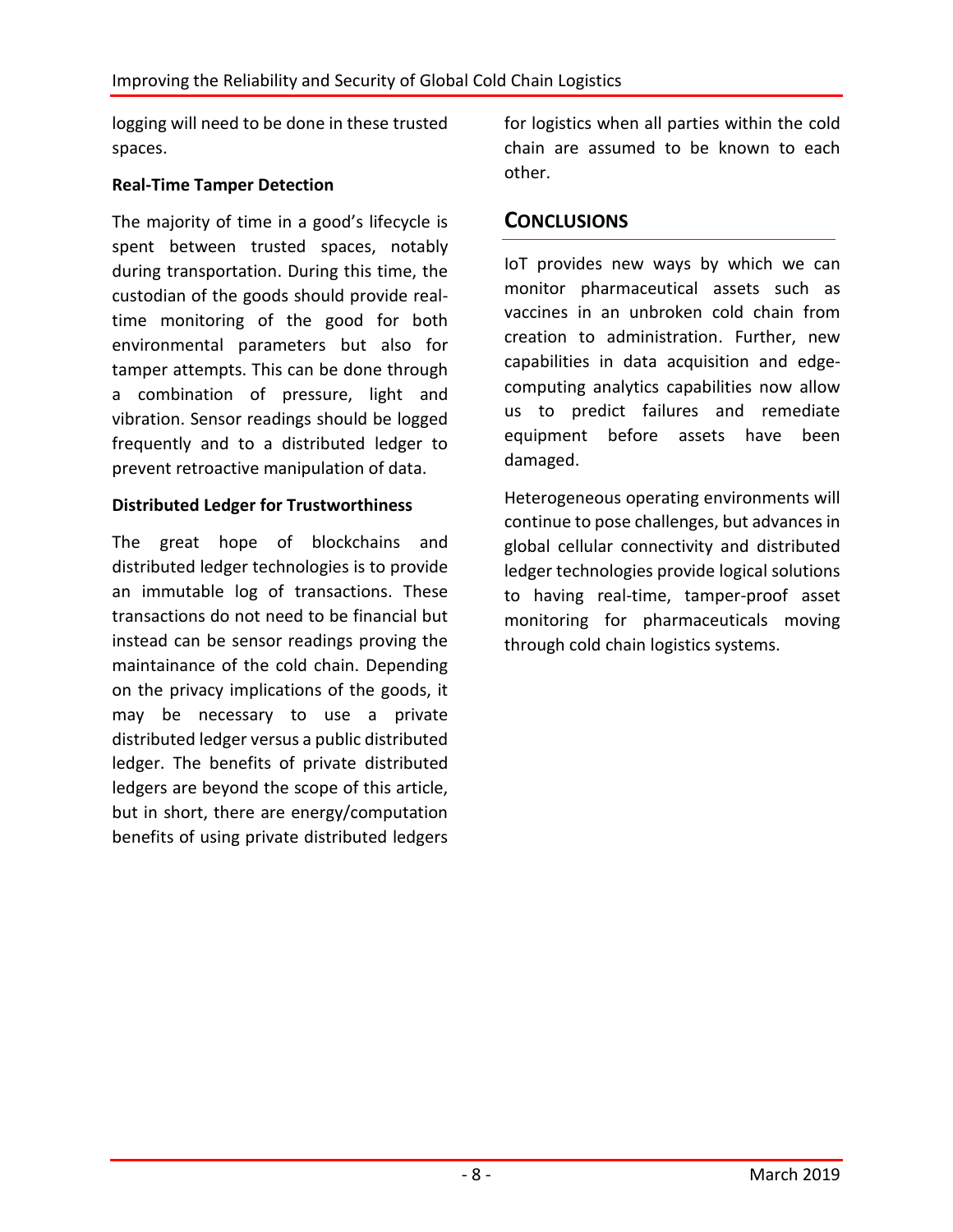logging will need to be done in these trusted spaces.

**Real-Time Tamper Detection**

The majority of time in a good's lifecycle is spent between trusted spaces, notably during transportation. During this time, the custodian of the goods should provide real-time monitoring of the good for both environmental parameters but also for tamper attempts. This can be done through a combination of pressure, light and vibration. Sensor readings should be logged frequently and to a distributed ledger to prevent retroactive manipulation of data.

**Distributed Ledger for Trustworthiness**

The great hope of blockchains and distributed ledger technologies is to provide an immutable log of transactions. These transactions do not need to be financial but instead can be sensor readings proving the maintainance of the cold chain. Depending on the privacy implications of the goods, it may be necessary to use a private distributed ledger versus a public distributed ledger. The benefits of private distributed ledgers are beyond the scope of this article, but in short, there are energy/computation benefits of using private distributed ledgers for logistics when all parties within the cold chain are assumed to be known to each other.

## CONCLUSIONS

IoT provides new ways by which we can monitor pharmaceutical assets such as vaccines in an unbroken cold chain from creation to administration. Further, new capabilities in data acquisition and edge-computing analytics capabilities now allow us to predict failures and remediate equipment before assets have been damaged.

Heterogeneous operating environments will continue to pose challenges, but advances in global cellular connectivity and distributed ledger technologies provide logical solutions to having real-time, tamper-proof asset monitoring for pharmaceuticals moving through cold chain logistics systems.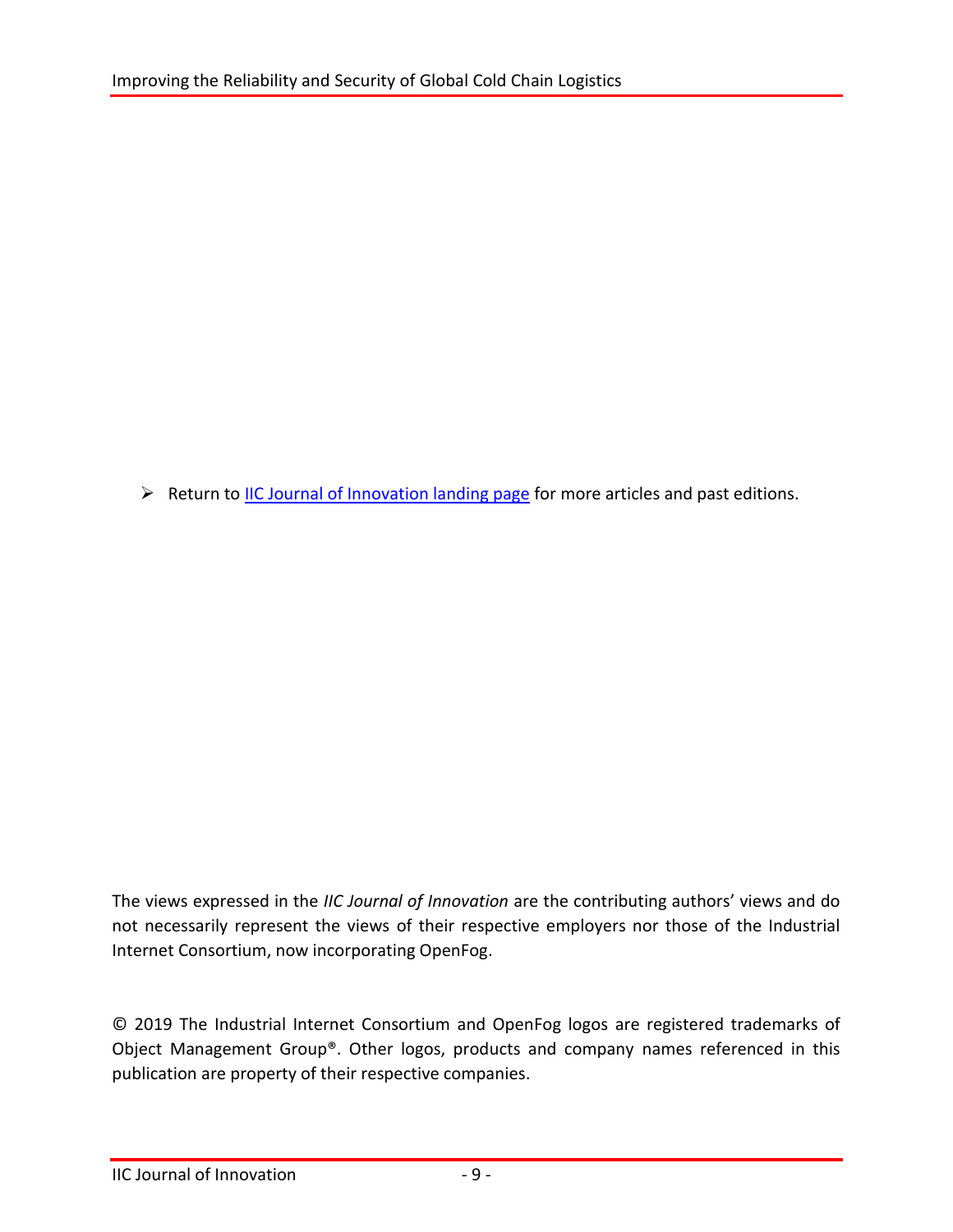- Return to [IIC Journal of Innovation landing page] for more articles and past editions.

The views expressed in the *IIC Journal of Innovation* are the contributing authors' views and do not necessarily represent the views of their respective employers nor those of the Industrial Internet Consortium, now incorporating OpenFog.

© 2019 The Industrial Internet Consortium and OpenFog logos are registered trademarks of Object Management Group®. Other logos, products and company names referenced in this publication are property of their respective companies.